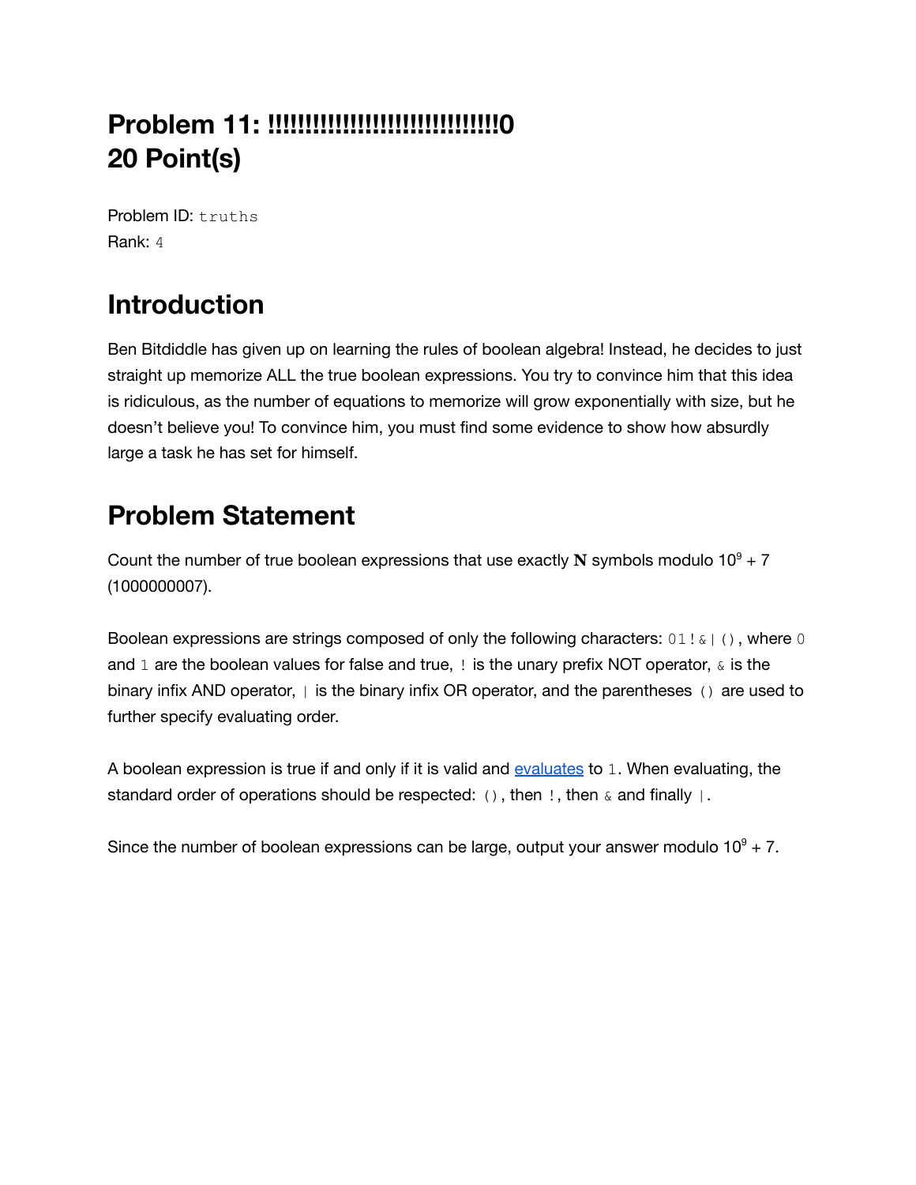# Problem 11: !!!!!!!!!!!!!!!!!!!!!!!!!!!!!!!0
# 20 Point(s)

Problem ID: `truths`
Rank: `4`

## Introduction

Ben Bitdiddle has given up on learning the rules of boolean algebra! Instead, he decides to just straight up memorize ALL the true boolean expressions. You try to convince him that this idea is ridiculous, as the number of equations to memorize will grow exponentially with size, but he doesn't believe you! To convince him, you must find some evidence to show how absurdly large a task he has set for himself.

## Problem Statement

Count the number of true boolean expressions that use exactly **N** symbols modulo $10^9 + 7$ (1000000007).

Boolean expressions are strings composed of only the following characters: `01!&|()`, where `0` and `1` are the boolean values for false and true, `!` is the unary prefix NOT operator, `&` is the binary infix AND operator, `|` is the binary infix OR operator, and the parentheses `()` are used to further specify evaluating order.

A boolean expression is true if and only if it is valid and evaluates to `1`. When evaluating, the standard order of operations should be respected: `()`, then `!`, then `&` and finally `|`.

Since the number of boolean expressions can be large, output your answer modulo $10^9 + 7$.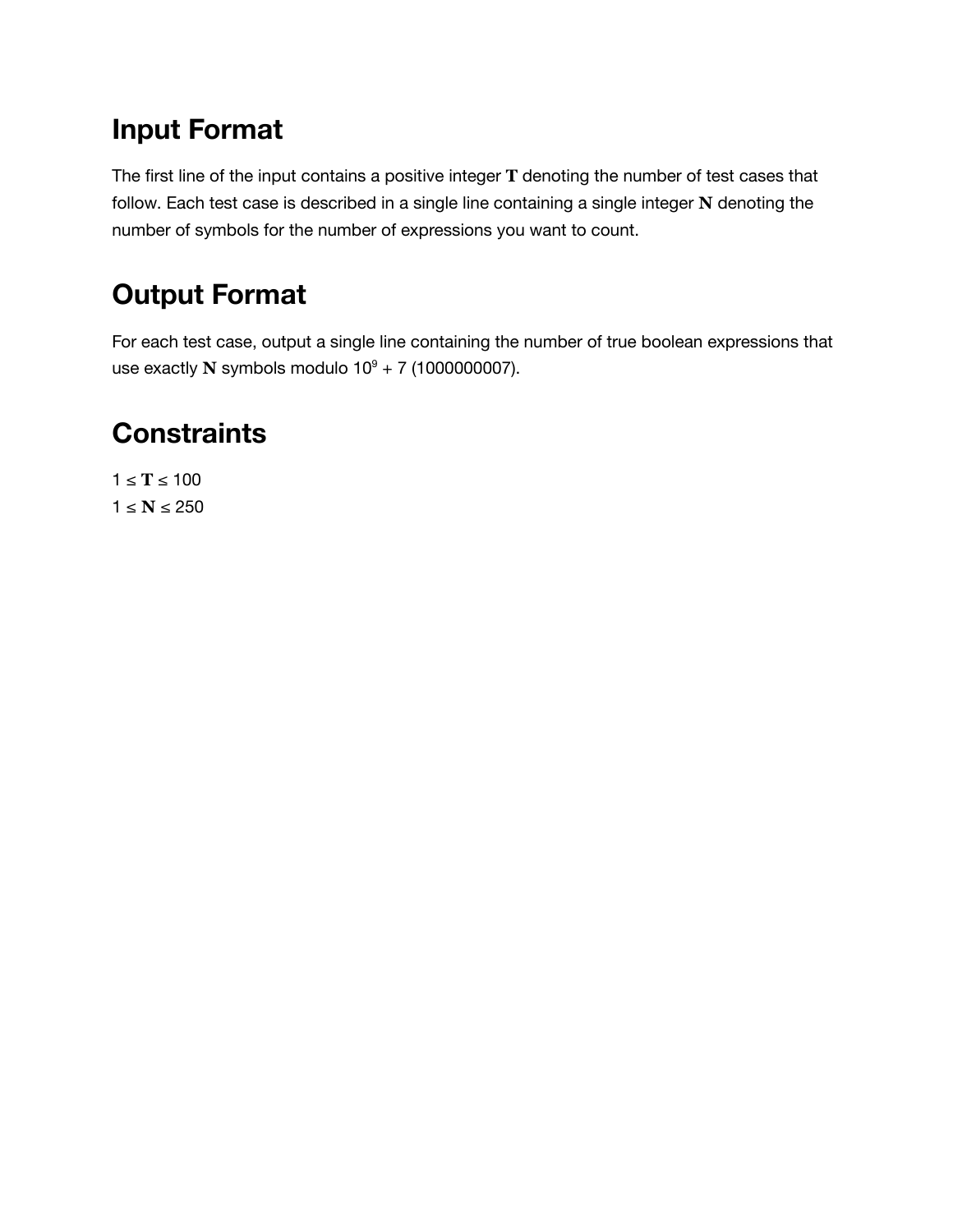## Input Format

The first line of the input contains a positive integer $\mathbf{T}$ denoting the number of test cases that follow. Each test case is described in a single line containing a single integer $\mathbf{N}$ denoting the number of symbols for the number of expressions you want to count.

## Output Format

For each test case, output a single line containing the number of true boolean expressions that use exactly $\mathbf{N}$ symbols modulo $10^9 + 7$ (1000000007).

## Constraints

$1 \leq \mathbf{T} \leq 100$
$1 \leq \mathbf{N} \leq 250$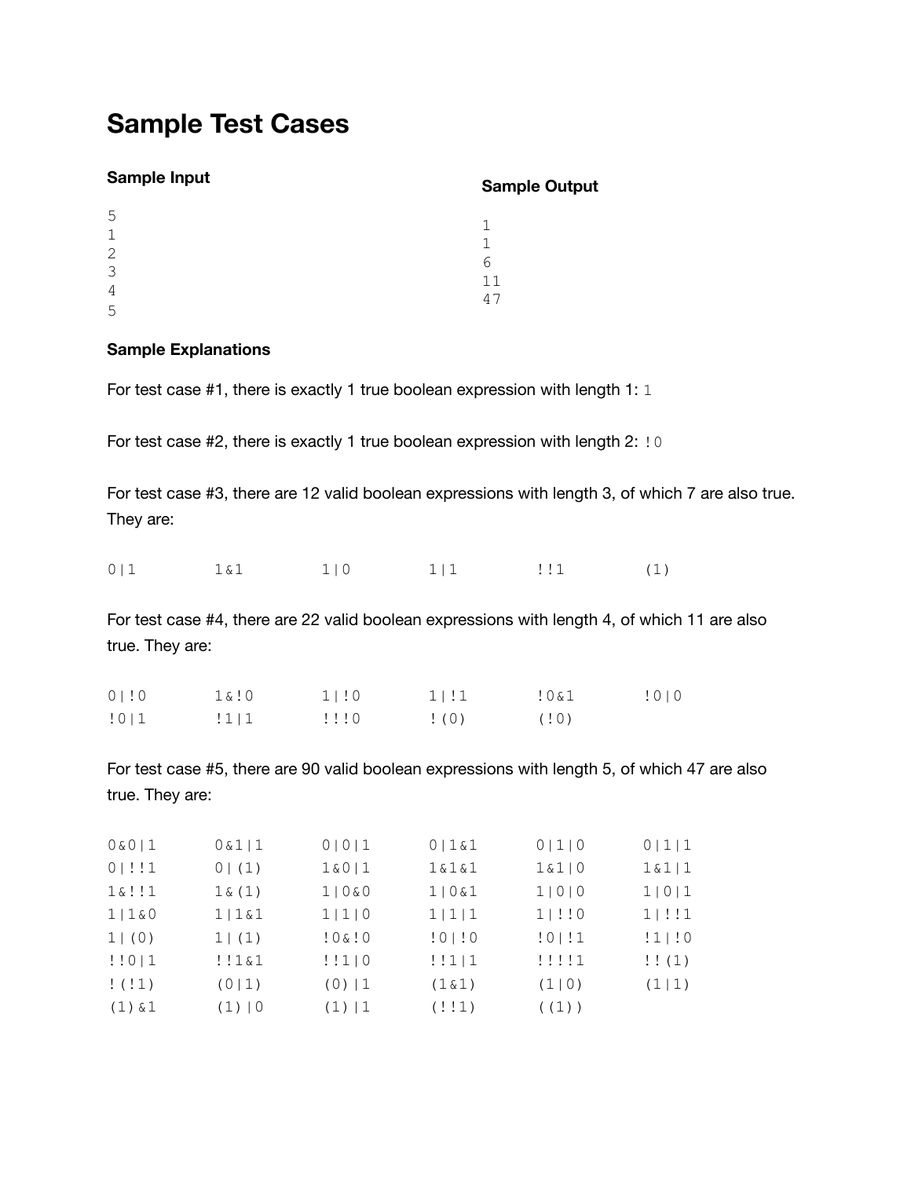# Sample Test Cases

**Sample Input**

```
5
1
2
3
4
5
```

**Sample Output**

```
1
1
6
11
47
```

**Sample Explanations**

For test case #1, there is exactly 1 true boolean expression with length 1: `1`

For test case #2, there is exactly 1 true boolean expression with length 2: `!0`

For test case #3, there are 12 valid boolean expressions with length 3, of which 7 are also true. They are:

```
0|1      1&1      1|0      1|1      !!1      (1)
```

For test case #4, there are 22 valid boolean expressions with length 4, of which 11 are also true. They are:

```
0|!0     1&!0     1|!0     1|!1     !0&1     !0|0
!0|1     !1|1     !!!0     !(0)     (!0)
```

For test case #5, there are 90 valid boolean expressions with length 5, of which 47 are also true. They are:

```
0&0|1    0&1|1    0|0|1    0|1&1    0|1|0    0|1|1
0|!!1    0|(1)    1&0|1    1&1&1    1&1|0    1&1|1
1&!!1    1&(1)    1|0&0    1|0&1    1|0|0    1|0|1
1|1&0    1|1&1    1|1|0    1|1|1    1|!!0    1|!!1
1|(0)    1|(1)    !0&!0    !0|!0    !0|!1    !1|!0
!!0|1    !!1&1    !!1|0    !!1|1    !!!!1    !!(1)
!(!1)    (0|1)    (0)|1    (1&1)    (1|0)    (1|1)
(1)&1    (1)|0    (1)|1    (!!1)    ((1))
```